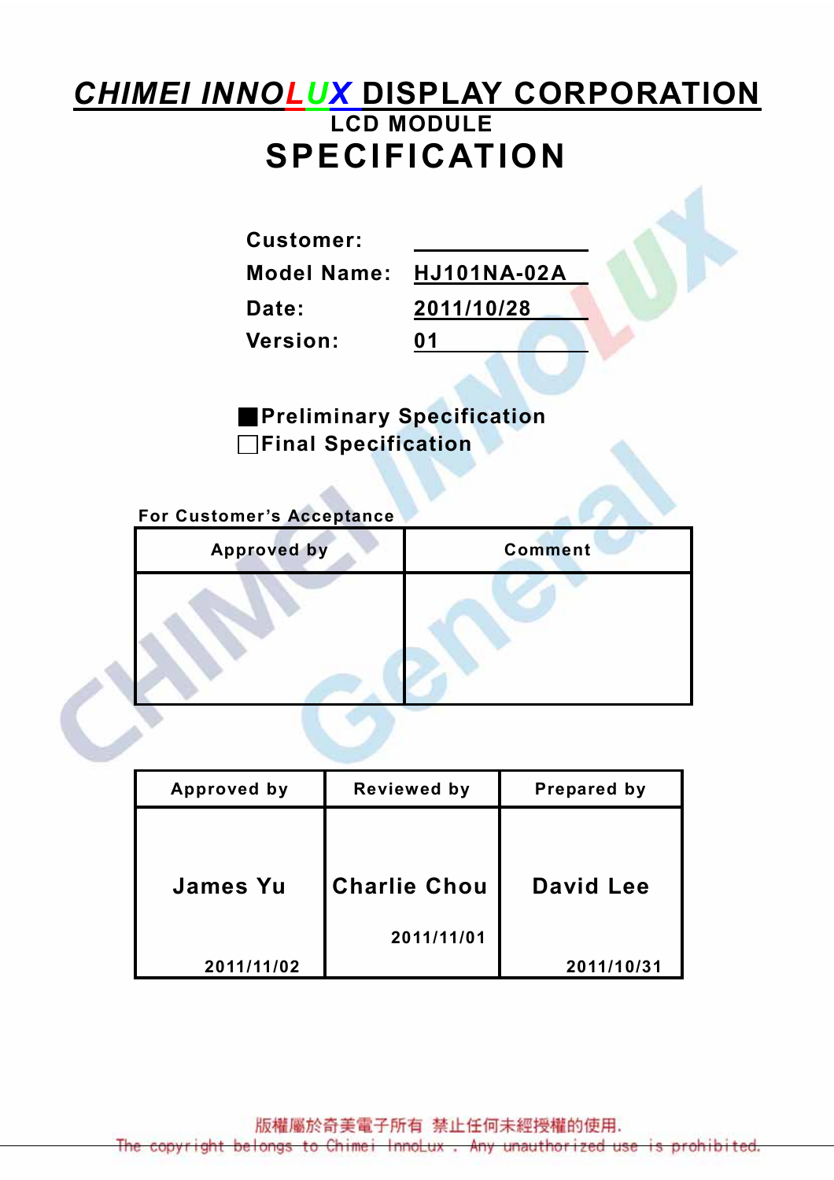# *CHIMEI INNOLUX* DISPLAY CORPORATION

## LCD MODULE

# SPECIFICATION

**Customer:** 

**Model Name:** HJ101NA-02A

**Date:** 2011/10/28

**Version:** 01

■ Preliminary Specification

□ Final Specification

**For Customer's Acceptance**

| Approved by | Comment |
|---|---|
| | |

| Approved by | Reviewed by | Prepared by |
|---|---|---|
| James Yu 2011/11/02 | Charlie Chou 2011/11/01 | David Lee 2011/10/31 |

版權屬於奇美電子所有 禁止任何未經授權的使用.

The copyright belongs to Chimei InnoLux . Any unauthorized use is prohibited.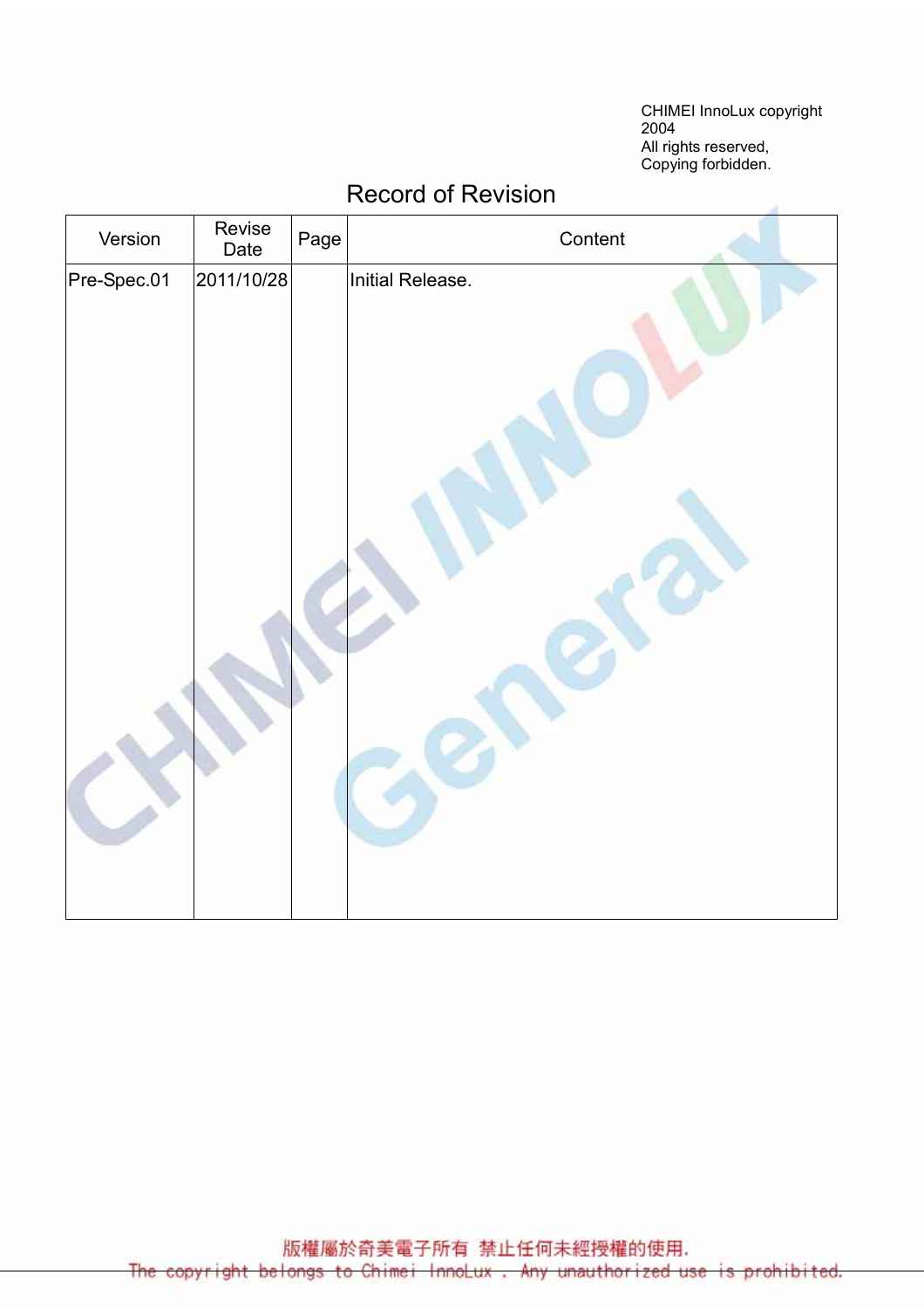CHIMEI InnoLux copyright 2004
All rights reserved,
Copying forbidden.

# Record of Revision

| Version | Revise Date | Page | Content |
|---|---|---|---|
| Pre-Spec.01 | 2011/10/28 | | Initial Release. |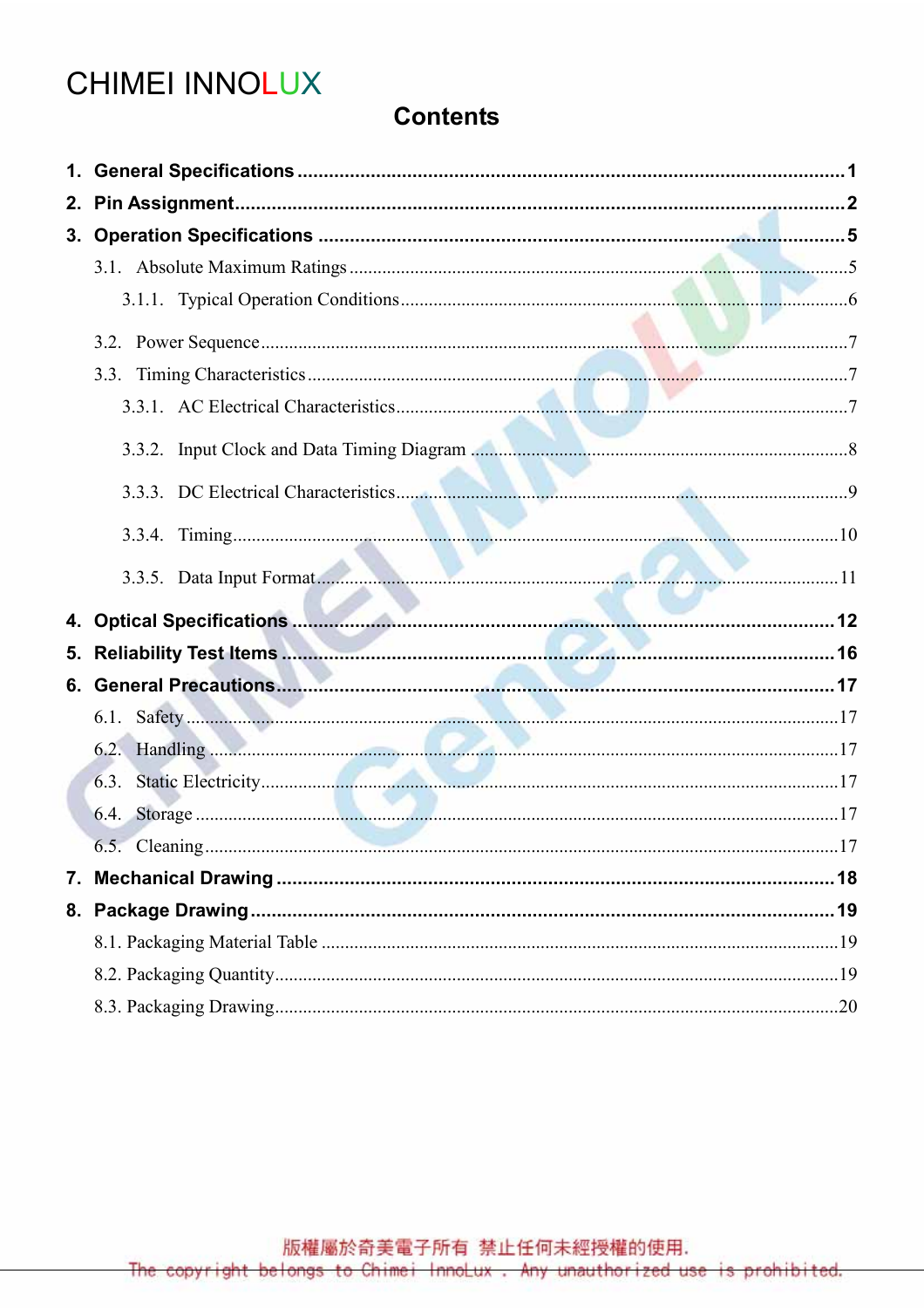CHIMEI INNOLUX

# Contents

1. **General Specifications** ........................................................................ 1
2. **Pin Assignment** ........................................................................ 2
3. **Operation Specifications** ........................................................................ 5
   - 3.1. Absolute Maximum Ratings ........................................................................ 5
     - 3.1.1. Typical Operation Conditions ........................................................................ 6
   - 3.2. Power Sequence ........................................................................ 7
   - 3.3. Timing Characteristics ........................................................................ 7
     - 3.3.1. AC Electrical Characteristics ........................................................................ 7
     - 3.3.2. Input Clock and Data Timing Diagram ........................................................................ 8
     - 3.3.3. DC Electrical Characteristics ........................................................................ 9
     - 3.3.4. Timing ........................................................................ 10
     - 3.3.5. Data Input Format ........................................................................ 11
4. **Optical Specifications** ........................................................................ 12
5. **Reliability Test Items** ........................................................................ 16
6. **General Precautions** ........................................................................ 17
   - 6.1. Safety ........................................................................ 17
   - 6.2. Handling ........................................................................ 17
   - 6.3. Static Electricity ........................................................................ 17
   - 6.4. Storage ........................................................................ 17
   - 6.5. Cleaning ........................................................................ 17
7. **Mechanical Drawing** ........................................................................ 18
8. **Package Drawing** ........................................................................ 19
   - 8.1. Packaging Material Table ........................................................................ 19
   - 8.2. Packaging Quantity ........................................................................ 19
   - 8.3. Packaging Drawing ........................................................................ 20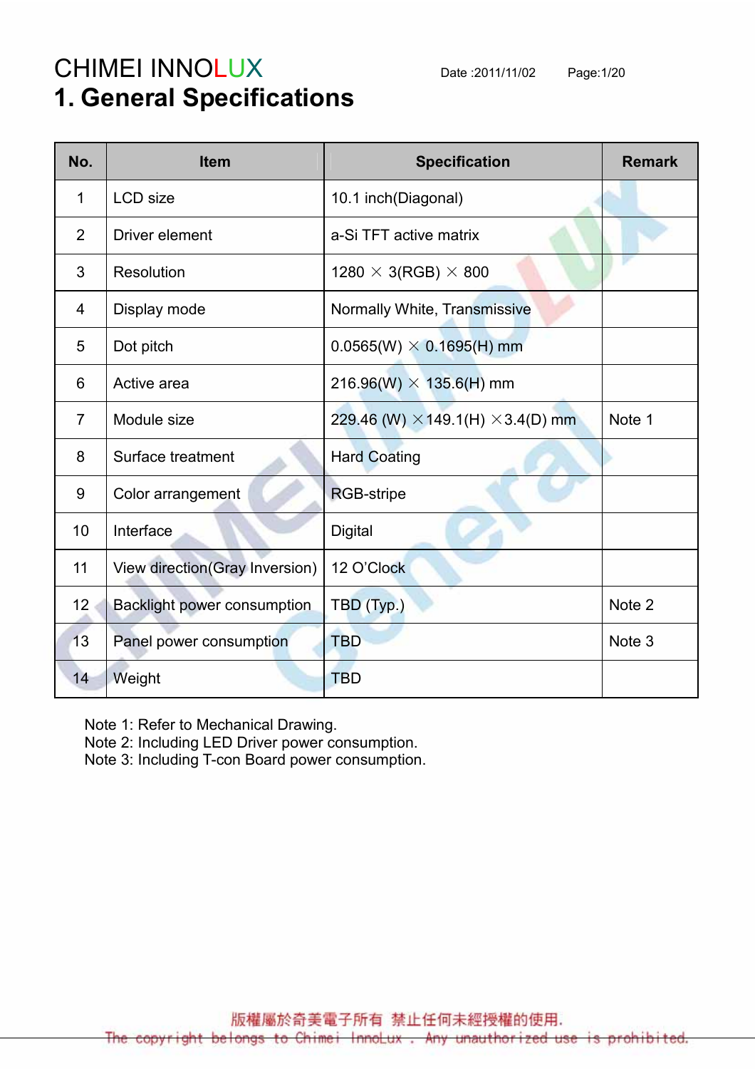# 1. General Specifications

| No. | Item | Specification | Remark |
|---|---|---|---|
| 1 | LCD size | 10.1 inch(Diagonal) | |
| 2 | Driver element | a-Si TFT active matrix | |
| 3 | Resolution | 1280 × 3(RGB) × 800 | |
| 4 | Display mode | Normally White, Transmissive | |
| 5 | Dot pitch | 0.0565(W) × 0.1695(H) mm | |
| 6 | Active area | 216.96(W) × 135.6(H) mm | |
| 7 | Module size | 229.46 (W) ×149.1(H) ×3.4(D) mm | Note 1 |
| 8 | Surface treatment | Hard Coating | |
| 9 | Color arrangement | RGB-stripe | |
| 10 | Interface | Digital | |
| 11 | View direction(Gray Inversion) | 12 O'Clock | |
| 12 | Backlight power consumption | TBD (Typ.) | Note 2 |
| 13 | Panel power consumption | TBD | Note 3 |
| 14 | Weight | TBD | |

Note 1: Refer to Mechanical Drawing.
Note 2: Including LED Driver power consumption.
Note 3: Including T-con Board power consumption.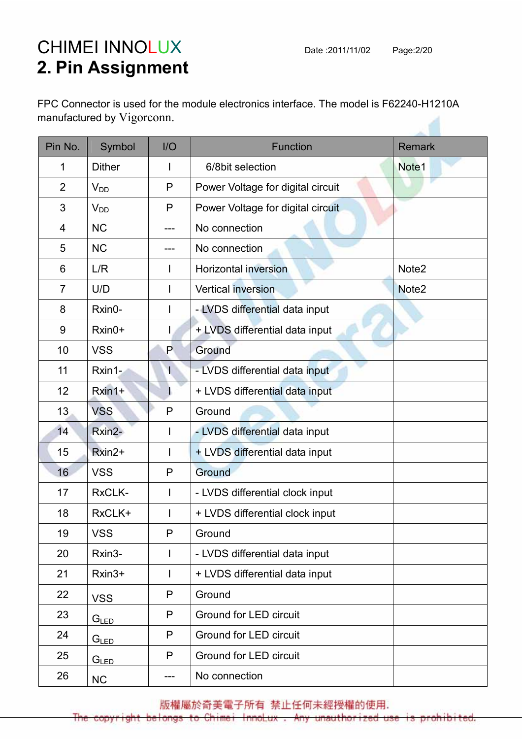# 2. Pin Assignment

FPC Connector is used for the module electronics interface. The model is F62240-H1210A manufactured by Vigorconn.

| Pin No. | Symbol | I/O | Function | Remark |
|---|---|---|---|---|
| 1 | Dither | I | 6/8bit selection | Note1 |
| 2 | $V_{DD}$ | P | Power Voltage for digital circuit | |
| 3 | $V_{DD}$ | P | Power Voltage for digital circuit | |
| 4 | NC | --- | No connection | |
| 5 | NC | --- | No connection | |
| 6 | L/R | I | Horizontal inversion | Note2 |
| 7 | U/D | I | Vertical inversion | Note2 |
| 8 | Rxin0- | I | - LVDS differential data input | |
| 9 | Rxin0+ | I | + LVDS differential data input | |
| 10 | VSS | P | Ground | |
| 11 | Rxin1- | I | - LVDS differential data input | |
| 12 | Rxin1+ | I | + LVDS differential data input | |
| 13 | VSS | P | Ground | |
| 14 | Rxin2- | I | - LVDS differential data input | |
| 15 | Rxin2+ | I | + LVDS differential data input | |
| 16 | VSS | P | Ground | |
| 17 | RxCLK- | I | - LVDS differential clock input | |
| 18 | RxCLK+ | I | + LVDS differential clock input | |
| 19 | VSS | P | Ground | |
| 20 | Rxin3- | I | - LVDS differential data input | |
| 21 | Rxin3+ | I | + LVDS differential data input | |
| 22 | VSS | P | Ground | |
| 23 | $G_{LED}$ | P | Ground for LED circuit | |
| 24 | $G_{LED}$ | P | Ground for LED circuit | |
| 25 | $G_{LED}$ | P | Ground for LED circuit | |
| 26 | NC | --- | No connection | |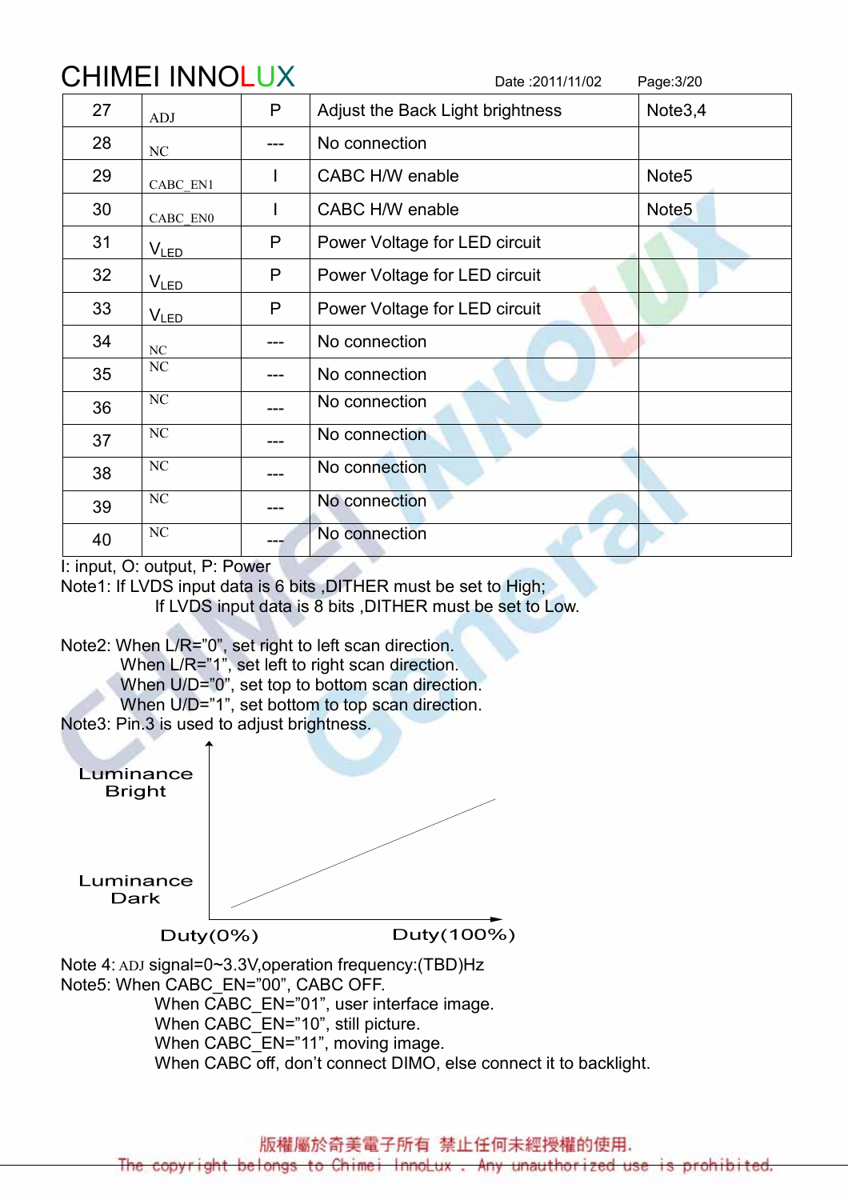| 27 | ADJ | P | Adjust the Back Light brightness | Note3,4 |
|---|---|---|---|---|
| 28 | NC | --- | No connection | |
| 29 | CABC_EN1 | I | CABC H/W enable | Note5 |
| 30 | CABC_EN0 | I | CABC H/W enable | Note5 |
| 31 | $V_{LED}$ | P | Power Voltage for LED circuit | |
| 32 | $V_{LED}$ | P | Power Voltage for LED circuit | |
| 33 | $V_{LED}$ | P | Power Voltage for LED circuit | |
| 34 | NC | --- | No connection | |
| 35 | NC | --- | No connection | |
| 36 | NC | --- | No connection | |
| 37 | NC | --- | No connection | |
| 38 | NC | --- | No connection | |
| 39 | NC | --- | No connection | |
| 40 | NC | --- | No connection | |

I: input, O: output, P: Power

Note1: If LVDS input data is 6 bits ,DITHER must be set to High;
If LVDS input data is 8 bits ,DITHER must be set to Low.

Note2: When L/R="0", set right to left scan direction.
When L/R="1", set left to right scan direction.
When U/D="0", set top to bottom scan direction.
When U/D="1", set bottom to top scan direction.

Note3: Pin.3 is used to adjust brightness.

Luminance Bright

Luminance Dark

Duty(0%) Duty(100%)

Note 4: ADJ signal=0~3.3V,operation frequency:(TBD)Hz

Note5: When CABC_EN="00", CABC OFF.
When CABC_EN="01", user interface image.
When CABC_EN="10", still picture.
When CABC_EN="11", moving image.
When CABC off, don't connect DIMO, else connect it to backlight.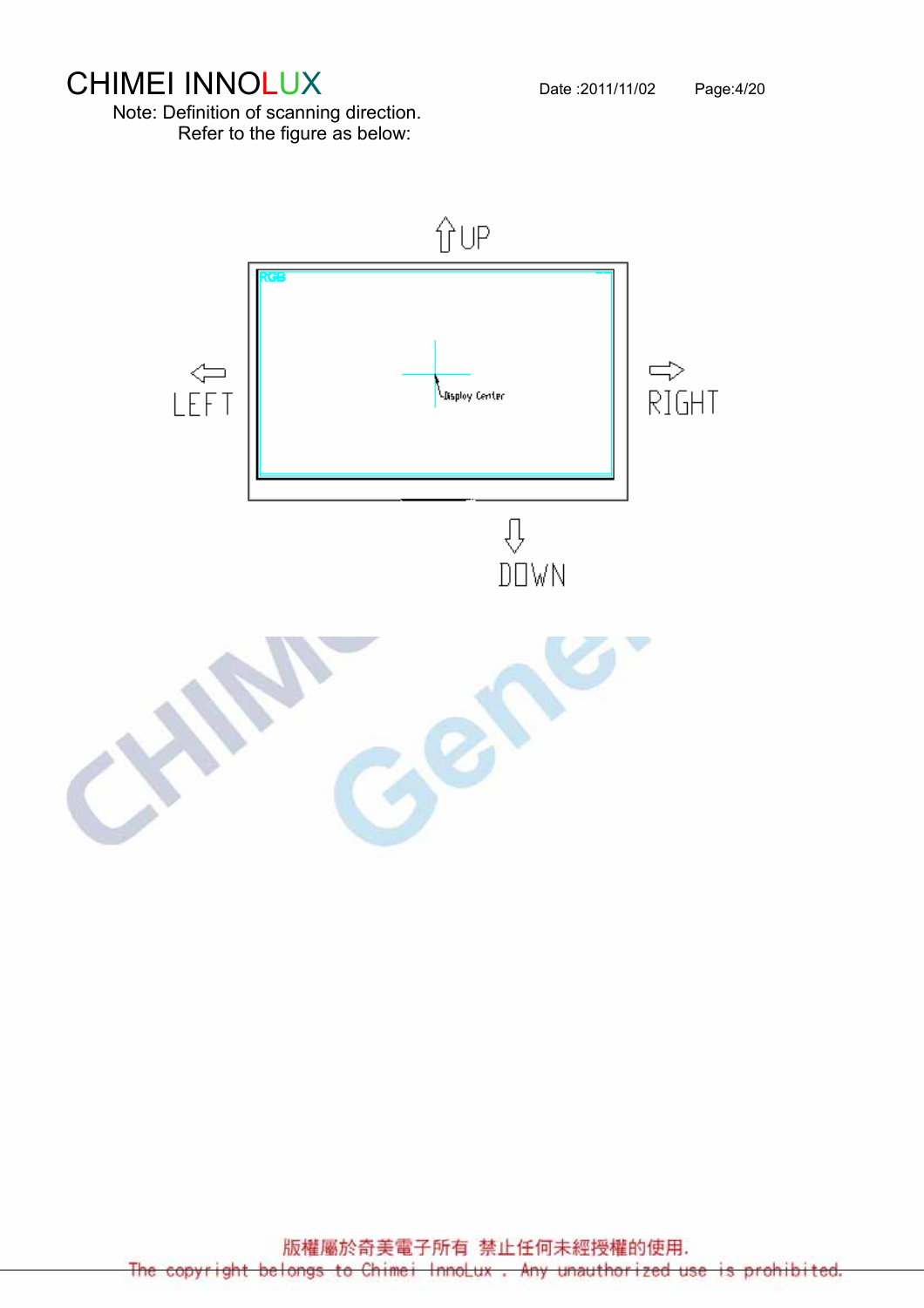Note: Definition of scanning direction.

Refer to the figure as below:

UP

LEFT

RGB

Display Center

RIGHT

DOWN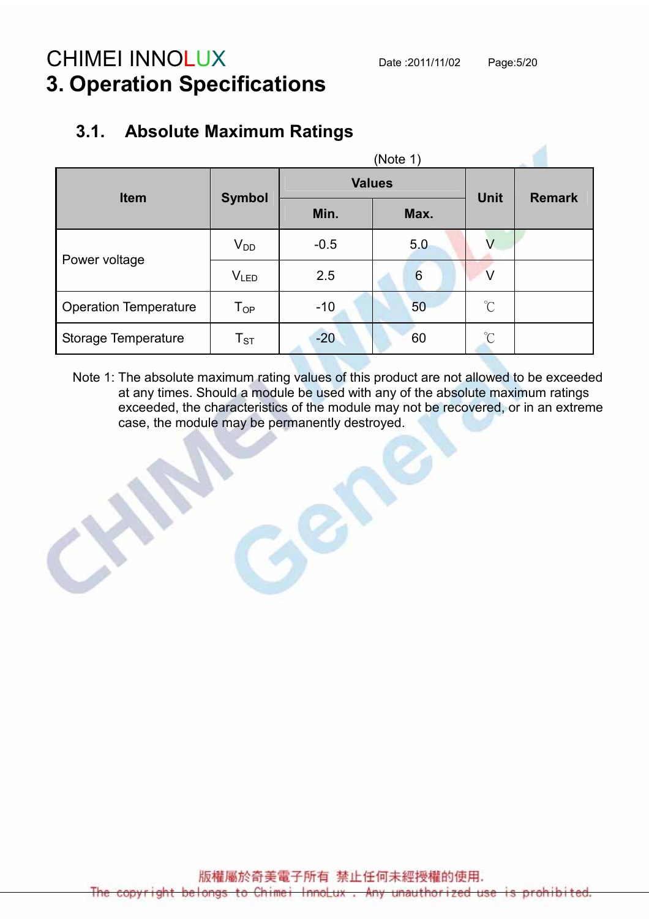# 3. Operation Specifications

## 3.1. Absolute Maximum Ratings

(Note 1)

| Item | Symbol | Values | | Unit | Remark |
|---|---|---|---|---|---|
| | | Min. | Max. | | |
| Power voltage | $V_{DD}$ | -0.5 | 5.0 | V | |
| | $V_{LED}$ | 2.5 | 6 | V | |
| Operation Temperature | $T_{OP}$ | -10 | 50 | ℃ | |
| Storage Temperature | $T_{ST}$ | -20 | 60 | ℃ | |

Note 1: The absolute maximum rating values of this product are not allowed to be exceeded at any times. Should a module be used with any of the absolute maximum ratings exceeded, the characteristics of the module may not be recovered, or in an extreme case, the module may be permanently destroyed.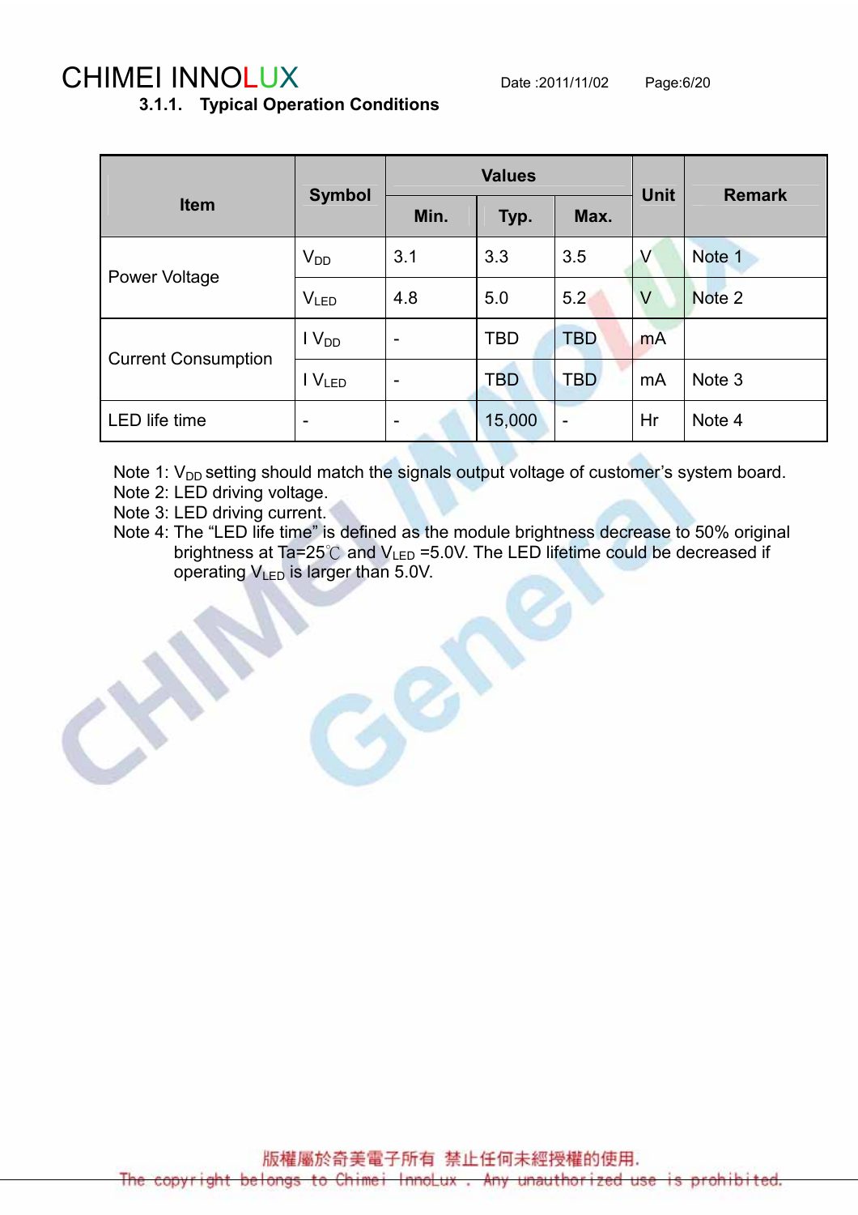### 3.1.1. Typical Operation Conditions

| Item | Symbol | Values | | | Unit | Remark |
|---|---|---|---|---|---|---|
| | | Min. | Typ. | Max. | | |
| Power Voltage | $V_{DD}$ | 3.1 | 3.3 | 3.5 | V | Note 1 |
| | $V_{LED}$ | 4.8 | 5.0 | 5.2 | V | Note 2 |
| Current Consumption | $I\ V_{DD}$ | - | TBD | TBD | mA | |
| | $I\ V_{LED}$ | - | TBD | TBD | mA | Note 3 |
| LED life time | - | - | 15,000 | - | Hr | Note 4 |

Note 1: $V_{DD}$ setting should match the signals output voltage of customer's system board.
Note 2: LED driving voltage.
Note 3: LED driving current.
Note 4: The "LED life time" is defined as the module brightness decrease to 50% original brightness at Ta=25℃ and $V_{LED}$ =5.0V. The LED lifetime could be decreased if operating $V_{LED}$ is larger than 5.0V.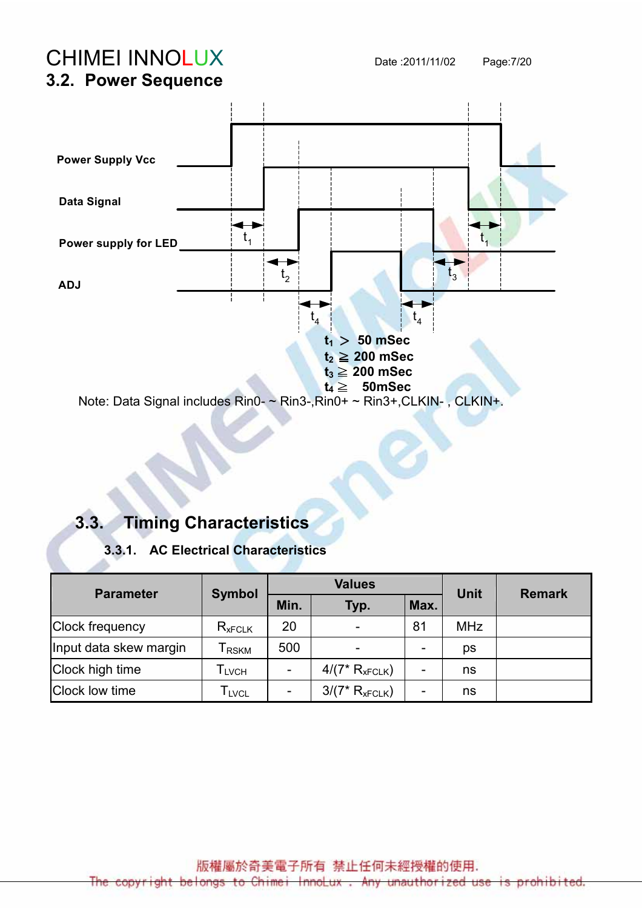## 3.2. Power Sequence

Power Supply Vcc

Data Signal

Power supply for LED

ADJ

$t_1$ > 50 mSec
$t_2 \geqq$ 200 mSec
$t_3 \geqq$ 200 mSec
$t_4 \geqq$ 50mSec

Note: Data Signal includes Rin0- ~ Rin3-,Rin0+ ~ Rin3+,CLKIN- , CLKIN+.

## 3.3. Timing Characteristics

### 3.3.1. AC Electrical Characteristics

| Parameter | Symbol | Values | | | Unit | Remark |
|---|---|---|---|---|---|---|
| | | Min. | Typ. | Max. | | |
| Clock frequency | $R_{xFCLK}$ | 20 | - | 81 | MHz | |
| Input data skew margin | $T_{RSKM}$ | 500 | - | - | ps | |
| Clock high time | $T_{LVCH}$ | - | $4/(7^* R_{xFCLK})$ | - | ns | |
| Clock low time | $T_{LVCL}$ | - | $3/(7^* R_{xFCLK})$ | - | ns | |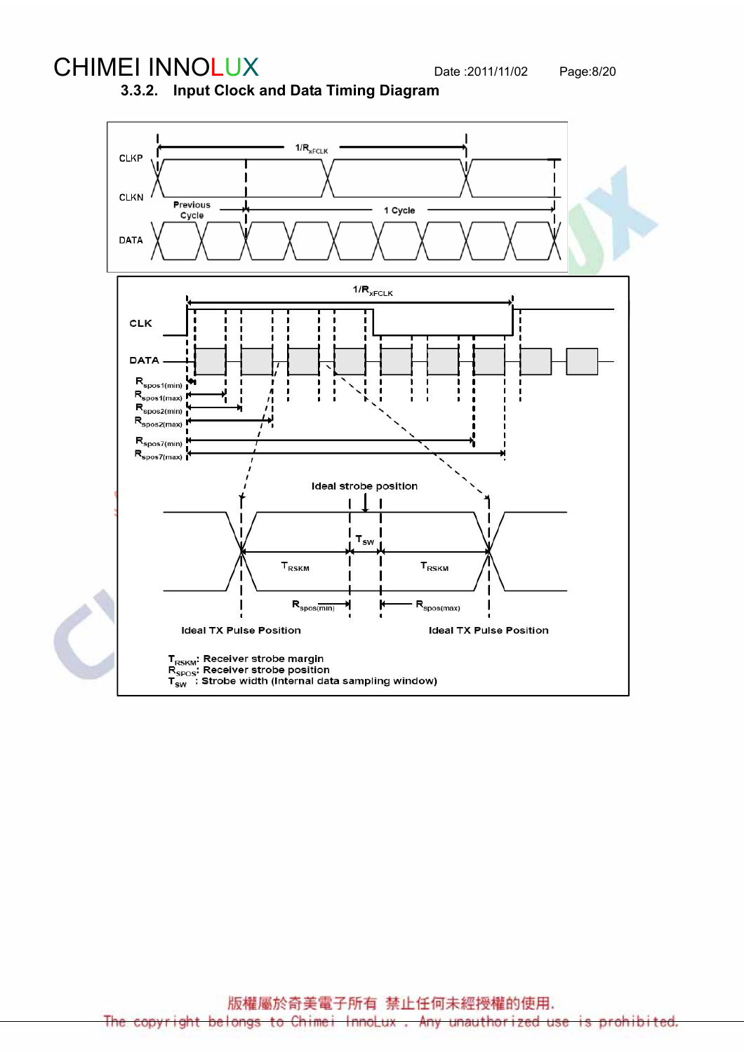### 3.3.2. Input Clock and Data Timing Diagram

CLKP

CLKN

DATA

$1/R_{xFCLK}$

Previous Cycle

1 Cycle

CLK

DATA

$R_{spos1(min)}$

$R_{spos1(max)}$

$R_{spos2(min)}$

$R_{spos2(max)}$

$R_{spos7(min)}$

$R_{spos7(max)}$

Ideal strobe position

$T_{SW}$

$T_{RSKM}$

$T_{RSKM}$

$R_{spos(min)}$

$R_{spos(max)}$

Ideal TX Pulse Position

Ideal TX Pulse Position

$T_{RSKM}$: Receiver strobe margin
$R_{SPOS}$: Receiver strobe position
$T_{SW}$ : Strobe width (Internal data sampling window)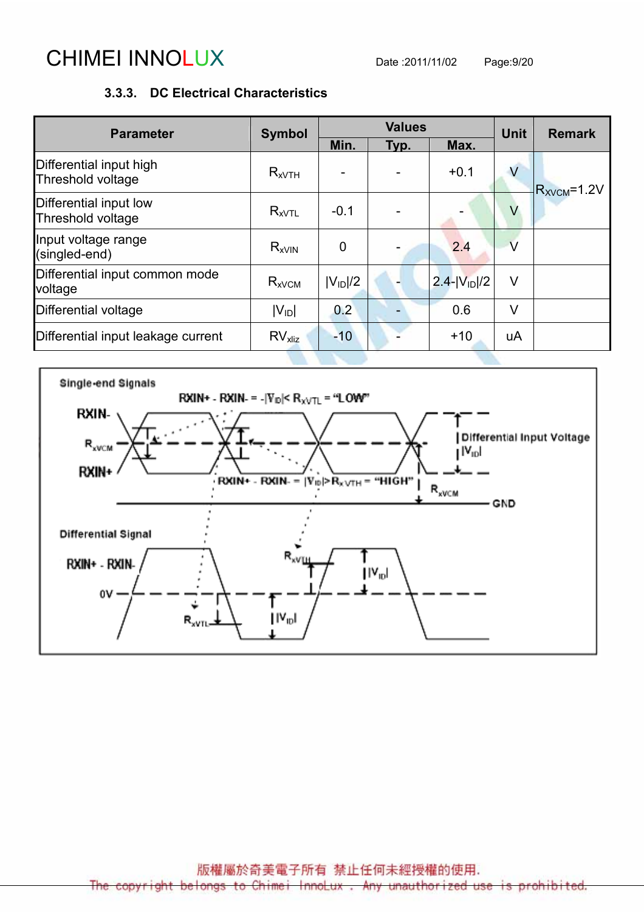### 3.3.3. DC Electrical Characteristics

| Parameter | Symbol | Values | | | Unit | Remark |
|---|---|---|---|---|---|---|
| | | Min. | Typ. | Max. | | |
| Differential input high Threshold voltage | $R_{xVTH}$ | - | - | +0.1 | V | $R_{XVCM}$=1.2V |
| Differential input low Threshold voltage | $R_{xVTL}$ | -0.1 | - | - | V | |
| Input voltage range (singled-end) | $R_{xVIN}$ | 0 | - | 2.4 | V | |
| Differential input common mode voltage | $R_{xVCM}$ | $\|V_{ID}\|/2$ | - | $2.4-\|V_{ID}\|/2$ | V | |
| Differential voltage | $\|V_{ID}\|$ | 0.2 | - | 0.6 | V | |
| Differential input leakage current | $RV_{xliz}$ | -10 | - | +10 | uA | |

Single-end Signals

RXIN+ - RXIN- = -|$V_{ID}$|< $R_{xVTL}$ = "LOW"

RXIN-

$R_{xVCM}$

RXIN+

RXIN+ - RXIN- = |$V_{ID}$|> $R_{xVTH}$ = "HIGH"

Differential Input Voltage |$V_{ID}$|

$R_{xVCM}$

GND

Differential Signal

RXIN+ - RXIN-

0V

$R_{xVTH}$

$R_{xVTL}$

|$V_{ID}$|

|$V_{ID}$|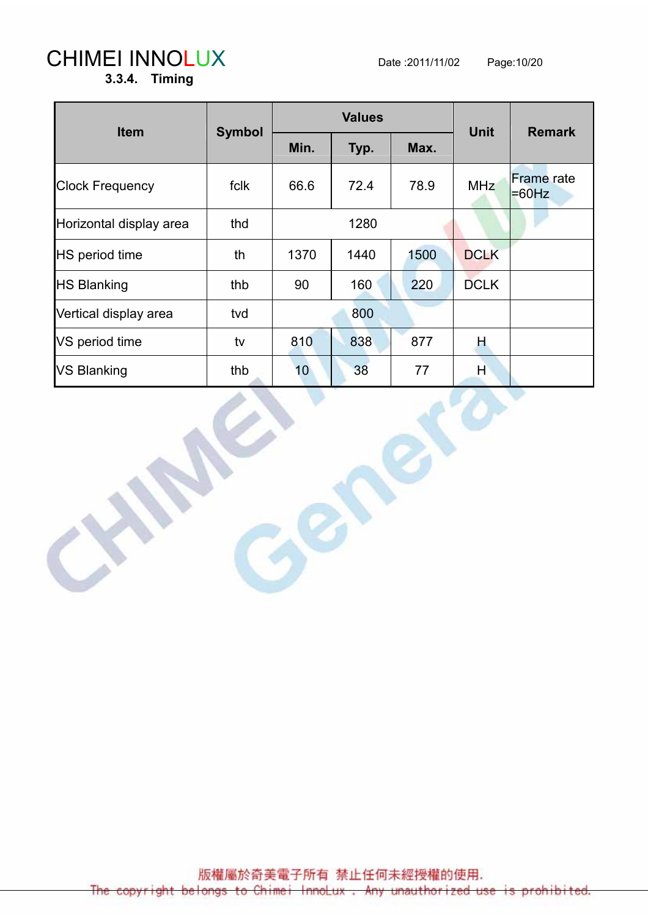### 3.3.4. Timing

| Item | Symbol | Values | | | Unit | Remark |
|---|---|---|---|---|---|---|
| | | Min. | Typ. | Max. | | |
| Clock Frequency | fclk | 66.6 | 72.4 | 78.9 | MHz | Frame rate =60Hz |
| Horizontal display area | thd | 1280 | | | | |
| HS period time | th | 1370 | 1440 | 1500 | DCLK | |
| HS Blanking | thb | 90 | 160 | 220 | DCLK | |
| Vertical display area | tvd | 800 | | | | |
| VS period time | tv | 810 | 838 | 877 | H | |
| VS Blanking | thb | 10 | 38 | 77 | H | |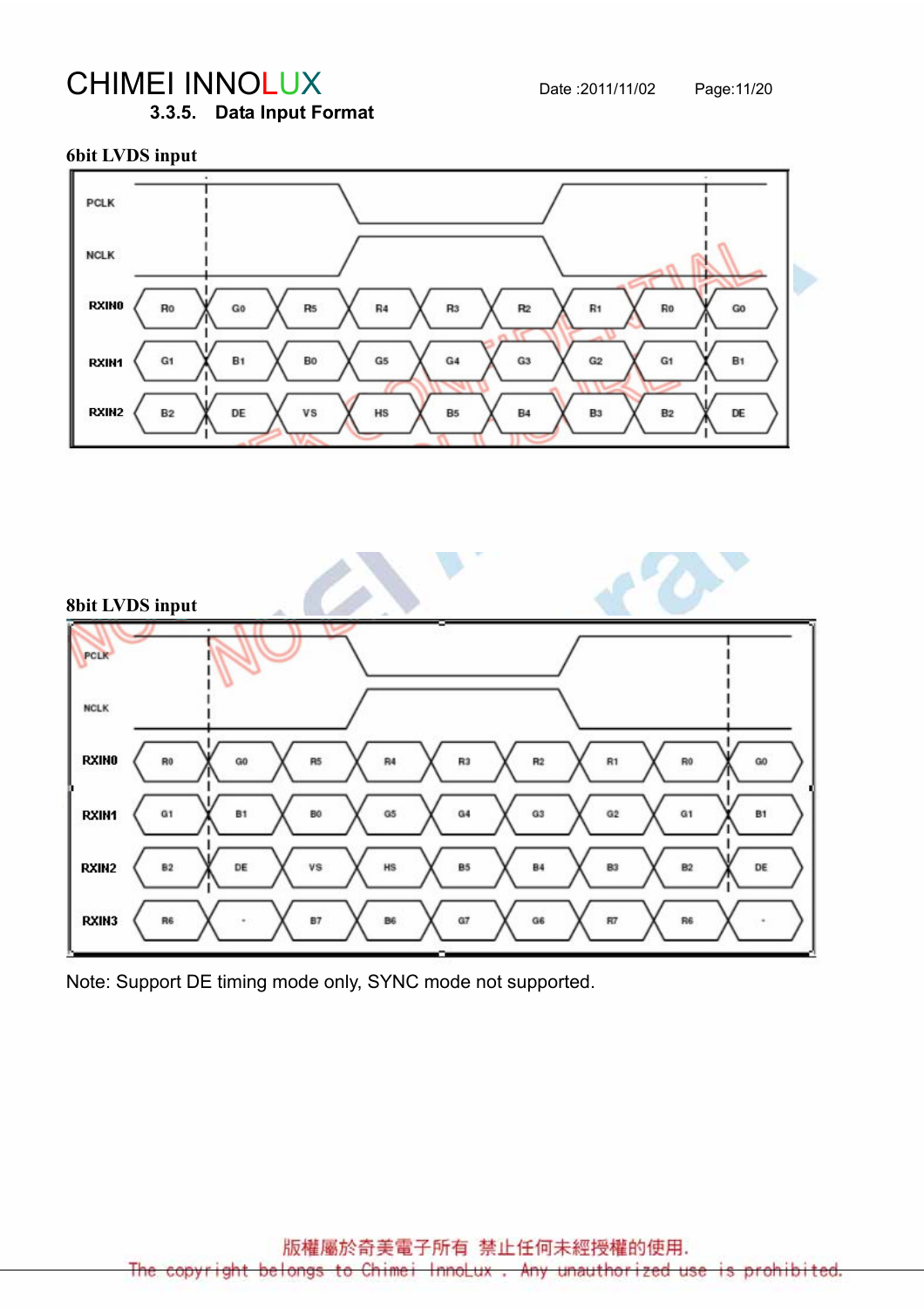### 3.3.5. Data Input Format

**6bit LVDS input**

| Signal | | | | | | | | | |
|---|---|---|---|---|---|---|---|---|---|
| RXIN0 | R0 | G0 | R5 | R4 | R3 | R2 | R1 | R0 | G0 |
| RXIN1 | G1 | B1 | B0 | G5 | G4 | G3 | G2 | G1 | B1 |
| RXIN2 | B2 | DE | VS | HS | B5 | B4 | B3 | B2 | DE |

**8bit LVDS input**

| Signal | | | | | | | | | |
|---|---|---|---|---|---|---|---|---|---|
| RXIN0 | R0 | G0 | R5 | R4 | R3 | R2 | R1 | R0 | G0 |
| RXIN1 | G1 | B1 | B0 | G5 | G4 | G3 | G2 | G1 | B1 |
| RXIN2 | B2 | DE | VS | HS | B5 | B4 | B3 | B2 | DE |
| RXIN3 | R6 | - | B7 | B6 | G7 | G6 | R7 | R6 | - |

Note: Support DE timing mode only, SYNC mode not supported.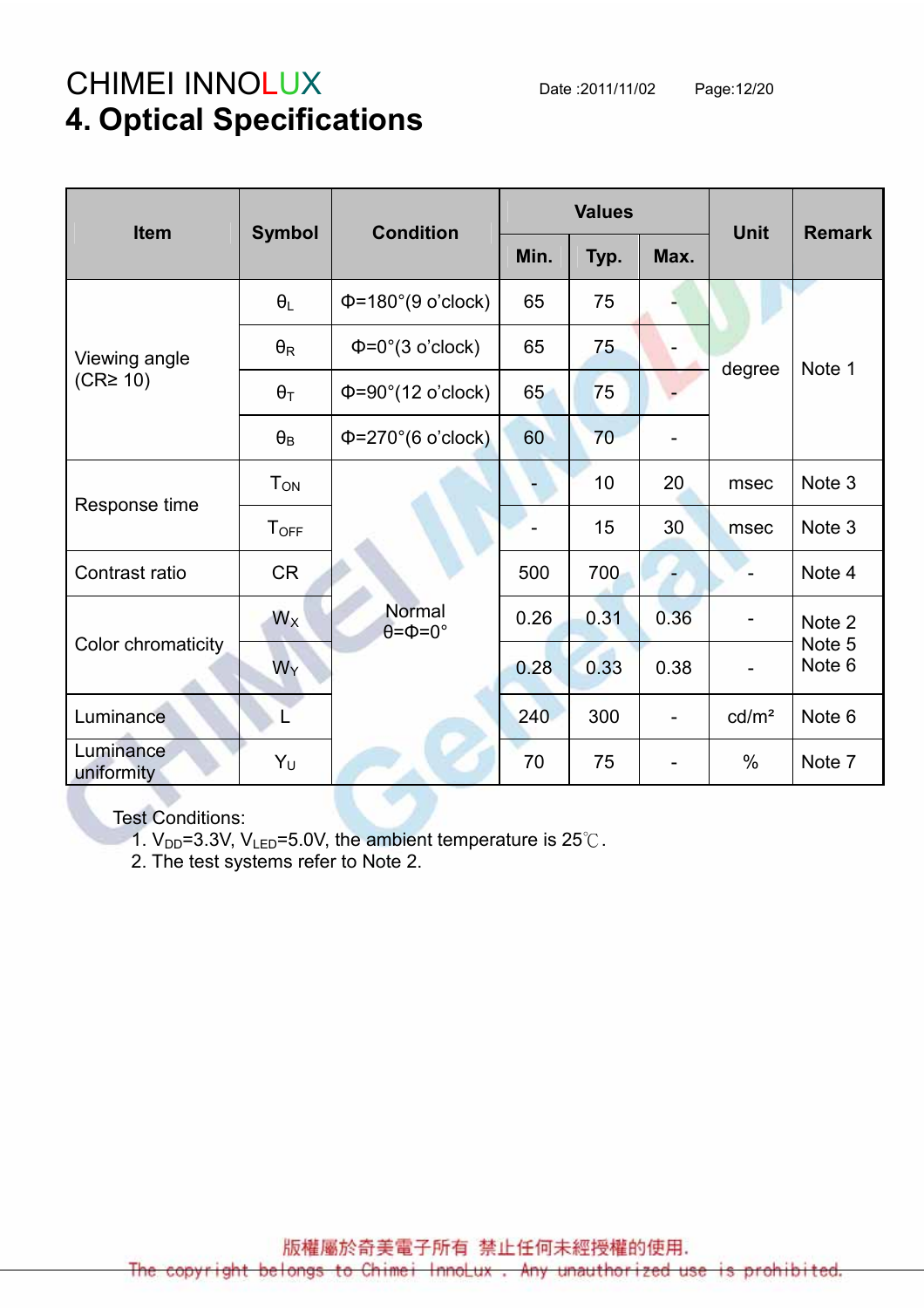## 4. Optical Specifications

| Item | Symbol | Condition | Values | | | Unit | Remark |
|---|---|---|---|---|---|---|---|
| | | | Min. | Typ. | Max. | | |
| Viewing angle (CR≥ 10) | $\theta_L$ | Φ=180°(9 o'clock) | 65 | 75 | - | degree | Note 1 |
| | $\theta_R$ | Φ=0°(3 o'clock) | 65 | 75 | - | | |
| | $\theta_T$ | Φ=90°(12 o'clock) | 65 | 75 | - | | |
| | $\theta_B$ | Φ=270°(6 o'clock) | 60 | 70 | - | | |
| Response time | $T_{ON}$ | Normal θ=Φ=0° | - | 10 | 20 | msec | Note 3 |
| | $T_{OFF}$ | | - | 15 | 30 | msec | Note 3 |
| Contrast ratio | CR | | 500 | 700 | - | - | Note 4 |
| Color chromaticity | $W_X$ | | 0.26 | 0.31 | 0.36 | - | Note 2 Note 5 Note 6 |
| | $W_Y$ | | 0.28 | 0.33 | 0.38 | - | |
| Luminance | L | | 240 | 300 | - | cd/m² | Note 6 |
| Luminance uniformity | $Y_U$ | | 70 | 75 | - | % | Note 7 |

Test Conditions:

1. $V_{DD}$=3.3V, $V_{LED}$=5.0V, the ambient temperature is 25℃.
2. The test systems refer to Note 2.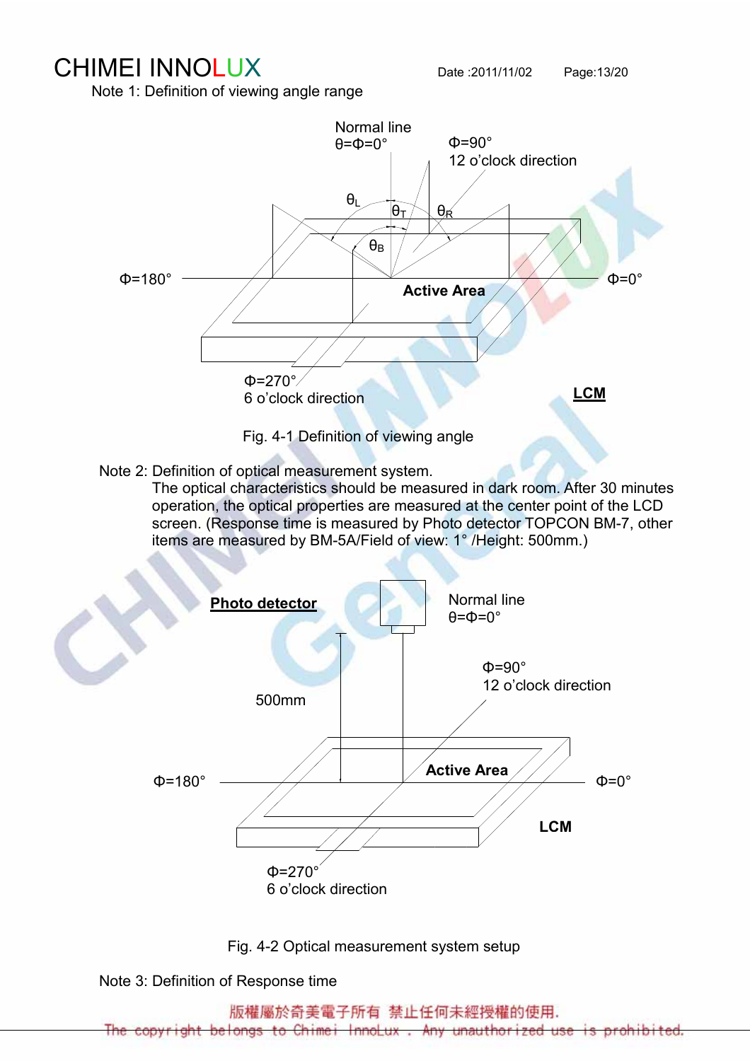Note 1: Definition of viewing angle range

Normal line
θ=Φ=0°

Φ=90°
12 o'clock direction

$\theta_L$ $\theta_T$ $\theta_R$ $\theta_B$

Φ=180° Active Area Φ=0°

Φ=270°
6 o'clock direction

**LCM**

Fig. 4-1 Definition of viewing angle

Note 2: Definition of optical measurement system.

The optical characteristics should be measured in dark room. After 30 minutes operation, the optical properties are measured at the center point of the LCD screen. (Response time is measured by Photo detector TOPCON BM-7, other items are measured by BM-5A/Field of view: 1° /Height: 500mm.)

**Photo detector**

Normal line
θ=Φ=0°

Φ=90°
12 o'clock direction

500mm

Φ=180° Active Area Φ=0°

LCM

Φ=270°
6 o'clock direction

Fig. 4-2 Optical measurement system setup

Note 3: Definition of Response time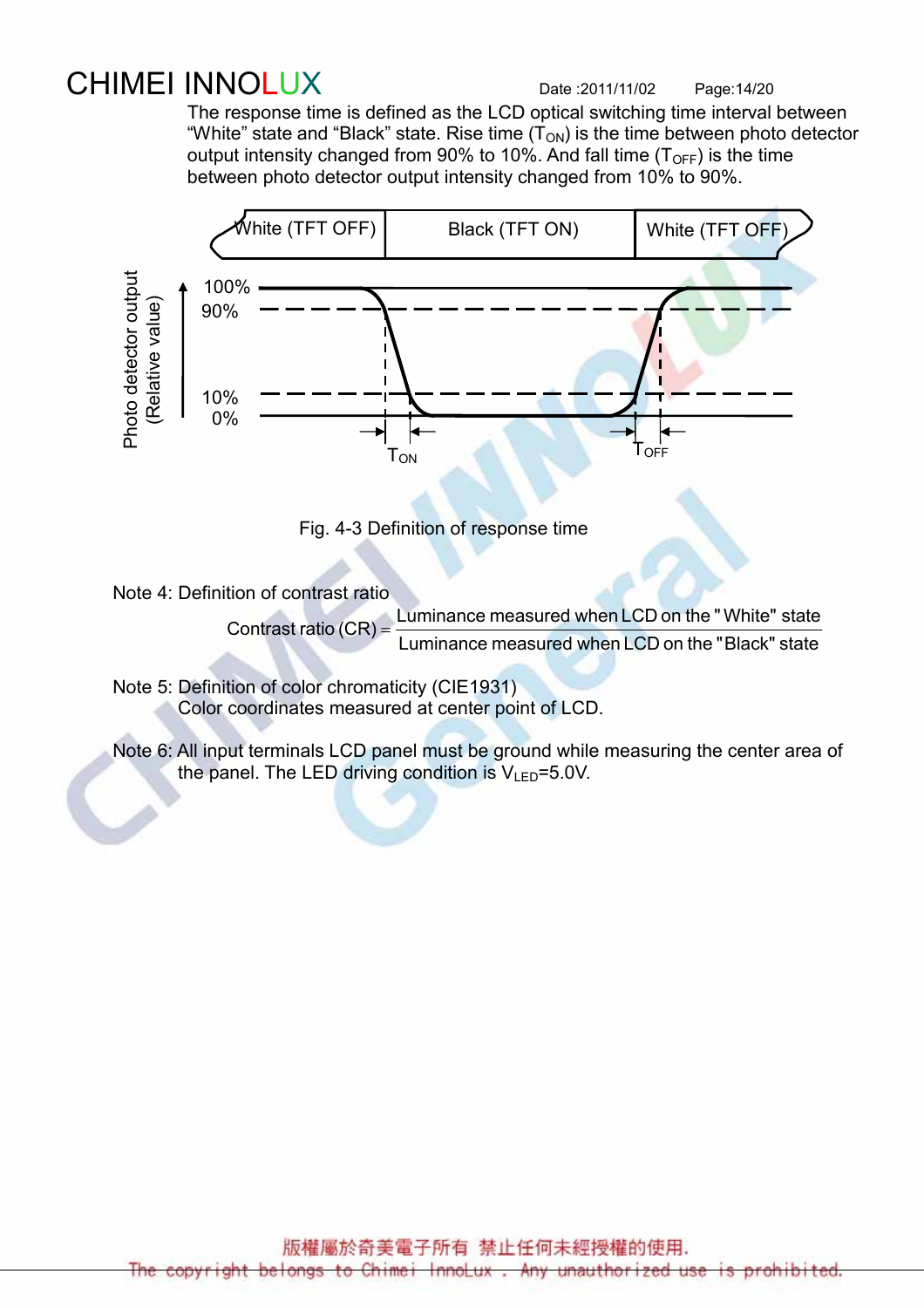The response time is defined as the LCD optical switching time interval between “White” state and “Black” state. Rise time ($T_{ON}$) is the time between photo detector output intensity changed from 90% to 10%. And fall time ($T_{OFF}$) is the time between photo detector output intensity changed from 10% to 90%.

Fig. 4-3 Definition of response time

Note 4: Definition of contrast ratio

$$\text{Contrast ratio (CR)} = \frac{\text{Luminance measured when LCD on the "White" state}}{\text{Luminance measured when LCD on the "Black" state}}$$

Note 5: Definition of color chromaticity (CIE1931)
Color coordinates measured at center point of LCD.

Note 6: All input terminals LCD panel must be ground while measuring the center area of the panel. The LED driving condition is $V_{LED}$=5.0V.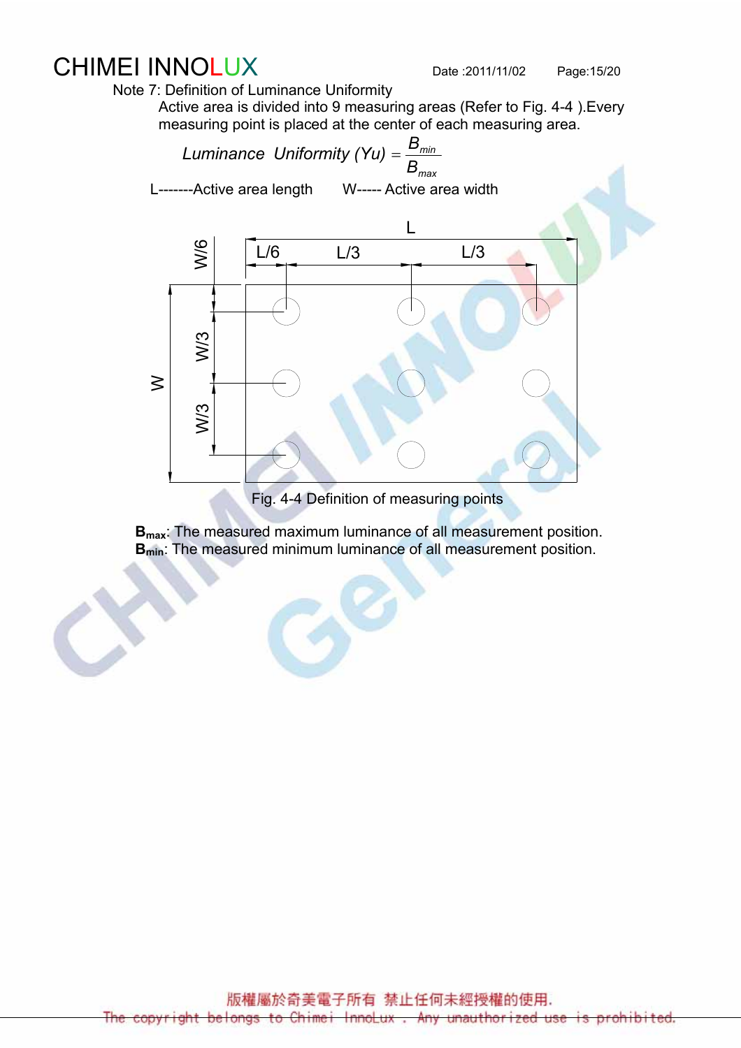Note 7: Definition of Luminance Uniformity

Active area is divided into 9 measuring areas (Refer to Fig. 4-4 ).Every measuring point is placed at the center of each measuring area.

$$Luminance\ \ Uniformity\ (Yu) = \frac{B_{min}}{B_{max}}$$

L-------Active area length W----- Active area width

Fig. 4-4 Definition of measuring points

**$B_{max}$**: The measured maximum luminance of all measurement position.
**$B_{min}$**: The measured minimum luminance of all measurement position.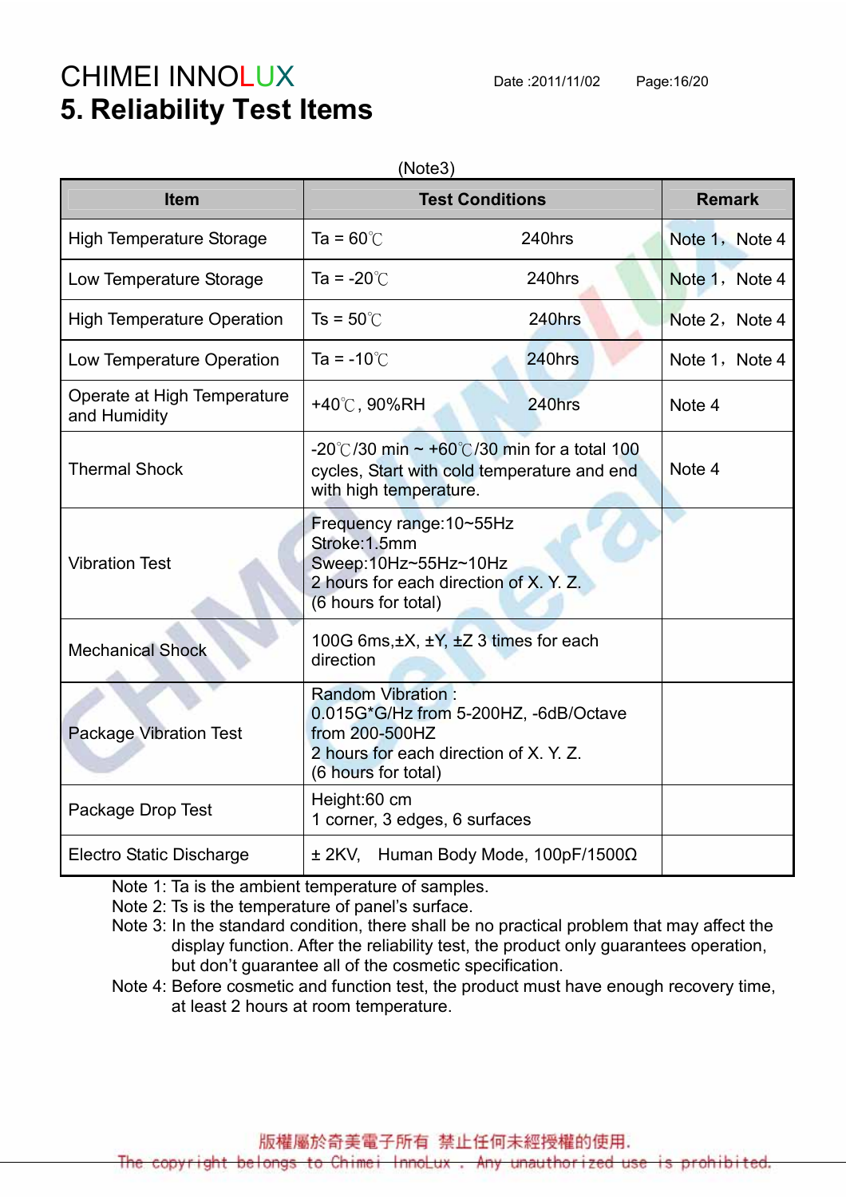# 5. Reliability Test Items

(Note3)

| Item | Test Conditions | Remark |
|---|---|---|
| High Temperature Storage | Ta = 60℃ 240hrs | Note 1，Note 4 |
| Low Temperature Storage | Ta = -20℃ 240hrs | Note 1，Note 4 |
| High Temperature Operation | Ts = 50℃ 240hrs | Note 2，Note 4 |
| Low Temperature Operation | Ta = -10℃ 240hrs | Note 1，Note 4 |
| Operate at High Temperature and Humidity | +40℃, 90%RH 240hrs | Note 4 |
| Thermal Shock | -20℃/30 min ~ +60℃/30 min for a total 100 cycles, Start with cold temperature and end with high temperature. | Note 4 |
| Vibration Test | Frequency range:10~55Hz<br>Stroke:1.5mm<br>Sweep:10Hz~55Hz~10Hz<br>2 hours for each direction of X. Y. Z.<br>(6 hours for total) | |
| Mechanical Shock | 100G 6ms,±X, ±Y, ±Z 3 times for each direction | |
| Package Vibration Test | Random Vibration :<br>0.015G*G/Hz from 5-200HZ, -6dB/Octave from 200-500HZ<br>2 hours for each direction of X. Y. Z.<br>(6 hours for total) | |
| Package Drop Test | Height:60 cm<br>1 corner, 3 edges, 6 surfaces | |
| Electro Static Discharge | ± 2KV, Human Body Mode, 100pF/1500Ω | |

Note 1: Ta is the ambient temperature of samples.
Note 2: Ts is the temperature of panel's surface.
Note 3: In the standard condition, there shall be no practical problem that may affect the display function. After the reliability test, the product only guarantees operation, but don't guarantee all of the cosmetic specification.
Note 4: Before cosmetic and function test, the product must have enough recovery time, at least 2 hours at room temperature.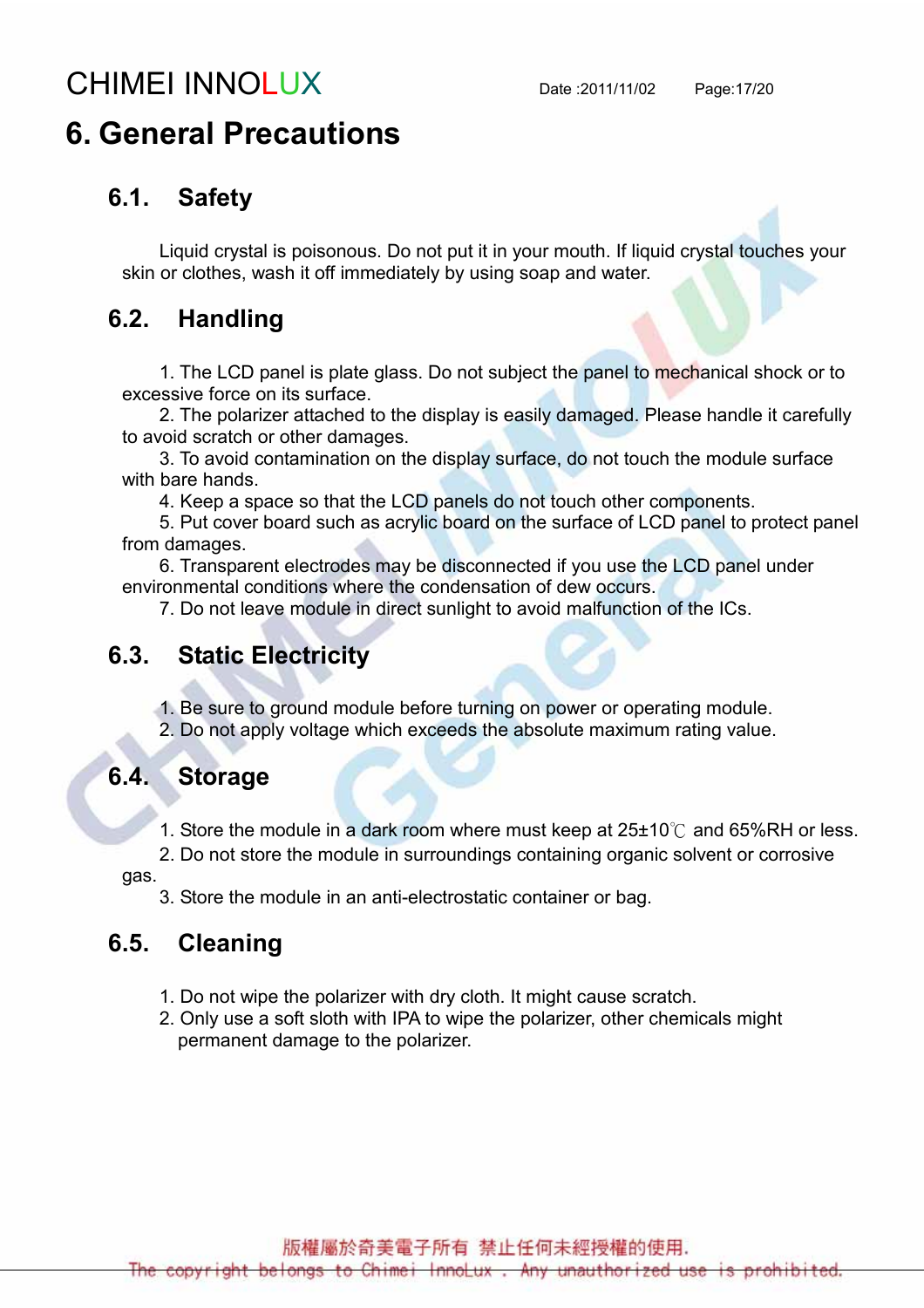# 6. General Precautions

## 6.1. Safety

Liquid crystal is poisonous. Do not put it in your mouth. If liquid crystal touches your skin or clothes, wash it off immediately by using soap and water.

## 6.2. Handling

1. The LCD panel is plate glass. Do not subject the panel to mechanical shock or to excessive force on its surface.
2. The polarizer attached to the display is easily damaged. Please handle it carefully to avoid scratch or other damages.
3. To avoid contamination on the display surface, do not touch the module surface with bare hands.
4. Keep a space so that the LCD panels do not touch other components.
5. Put cover board such as acrylic board on the surface of LCD panel to protect panel from damages.
6. Transparent electrodes may be disconnected if you use the LCD panel under environmental conditions where the condensation of dew occurs.
7. Do not leave module in direct sunlight to avoid malfunction of the ICs.

## 6.3. Static Electricity

1. Be sure to ground module before turning on power or operating module.
2. Do not apply voltage which exceeds the absolute maximum rating value.

## 6.4. Storage

1. Store the module in a dark room where must keep at 25±10℃ and 65%RH or less.
2. Do not store the module in surroundings containing organic solvent or corrosive gas.
3. Store the module in an anti-electrostatic container or bag.

## 6.5. Cleaning

1. Do not wipe the polarizer with dry cloth. It might cause scratch.
2. Only use a soft sloth with IPA to wipe the polarizer, other chemicals might permanent damage to the polarizer.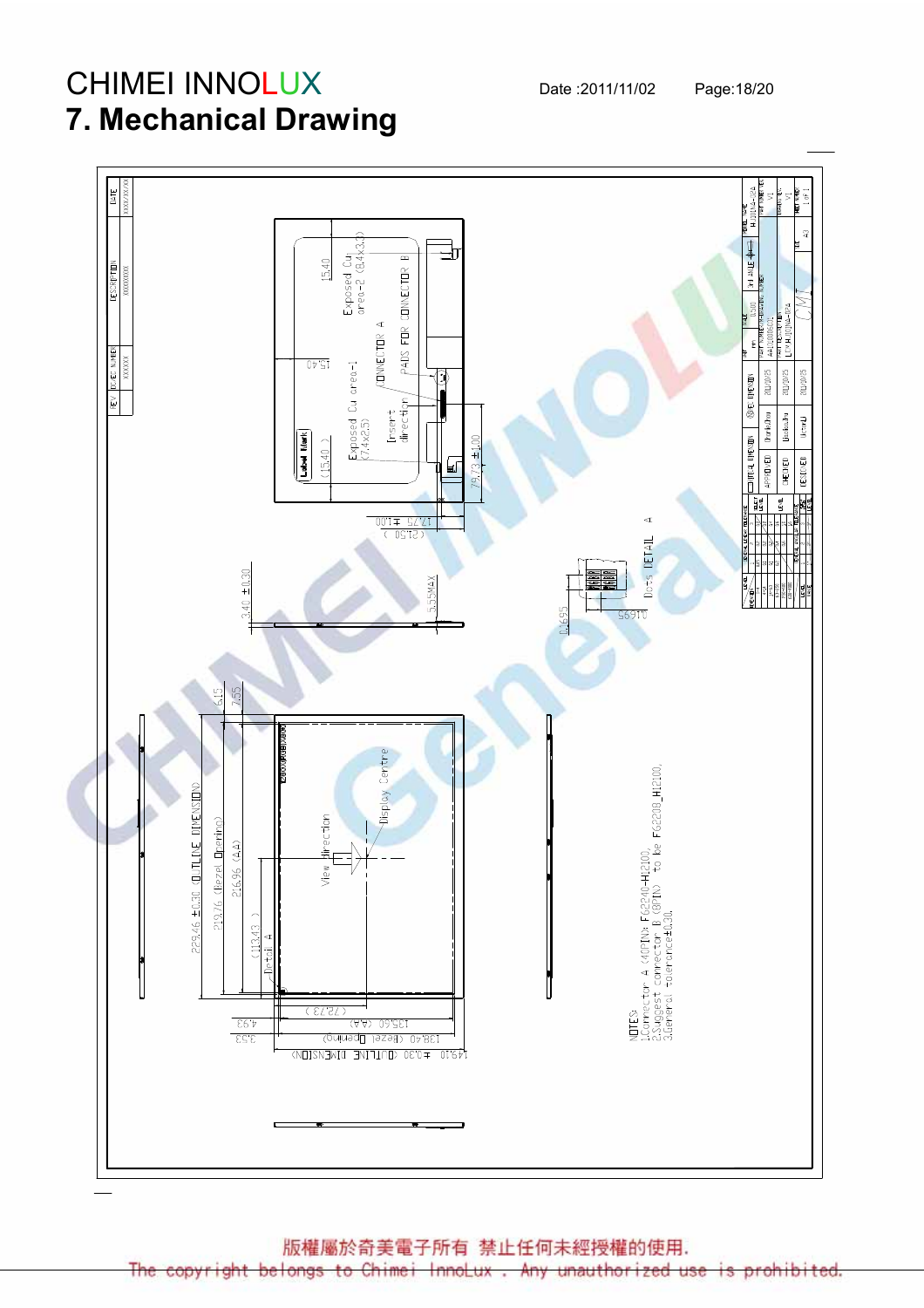# 7. Mechanical Drawing

NOTES:
1.Connector A (40PIN) F62240-H12100,
2.Suggest connector B (8PIN) to be F62208_H12100,
3.General tolerance±0.30.

版權屬於奇美電子所有 禁止任何未經授權的使用.
The copyright belongs to Chimei InnoLux . Any unauthorized use is prohibited.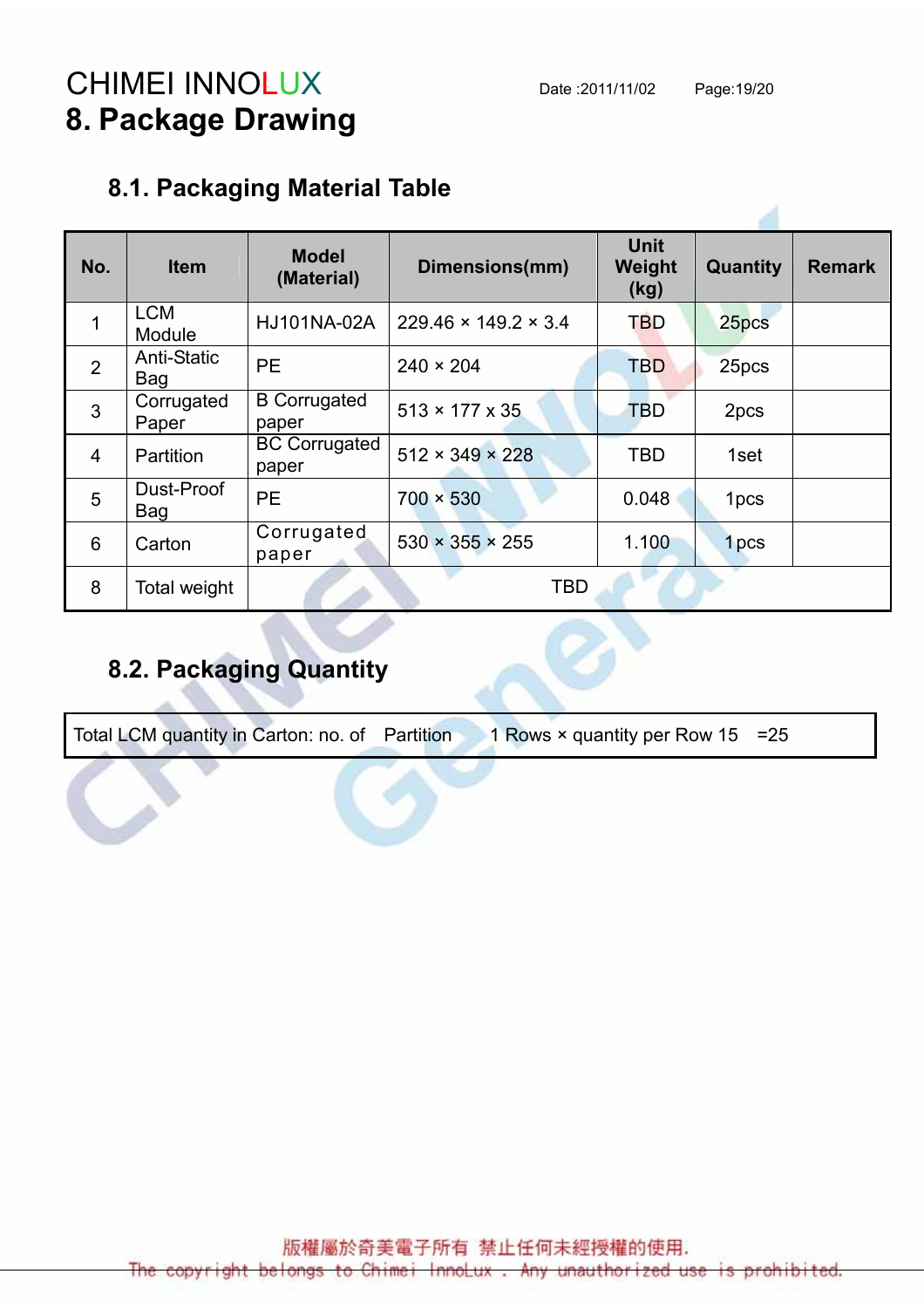# 8. Package Drawing

## 8.1. Packaging Material Table

| No. | Item | Model (Material) | Dimensions(mm) | Unit Weight (kg) | Quantity | Remark |
|---|---|---|---|---|---|---|
| 1 | LCM Module | HJ101NA-02A | 229.46 × 149.2 × 3.4 | TBD | 25pcs | |
| 2 | Anti-Static Bag | PE | 240 × 204 | TBD | 25pcs | |
| 3 | Corrugated Paper | B Corrugated paper | 513 × 177 x 35 | TBD | 2pcs | |
| 4 | Partition | BC Corrugated paper | 512 × 349 × 228 | TBD | 1set | |
| 5 | Dust-Proof Bag | PE | 700 × 530 | 0.048 | 1pcs | |
| 6 | Carton | Corrugated paper | 530 × 355 × 255 | 1.100 | 1pcs | |
| 8 | Total weight | TBD | | | | |

## 8.2. Packaging Quantity

| Total LCM quantity in Carton: no. of Partition 1 Rows × quantity per Row 15 =25 |
|---|

版權屬於奇美電子所有 禁止任何未經授權的使用.
The copyright belongs to Chimei InnoLux . Any unauthorized use is prohibited.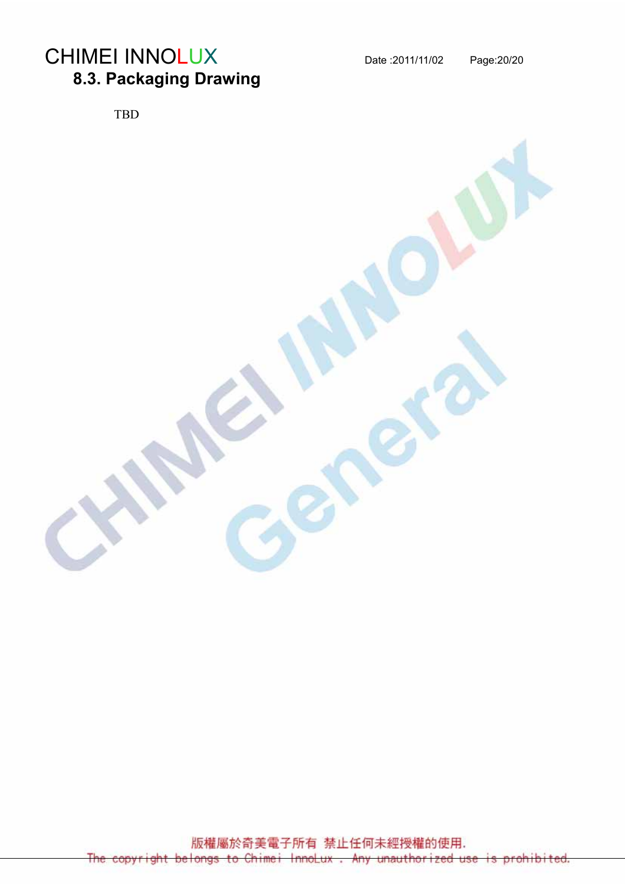### 8.3. Packaging Drawing

TBD